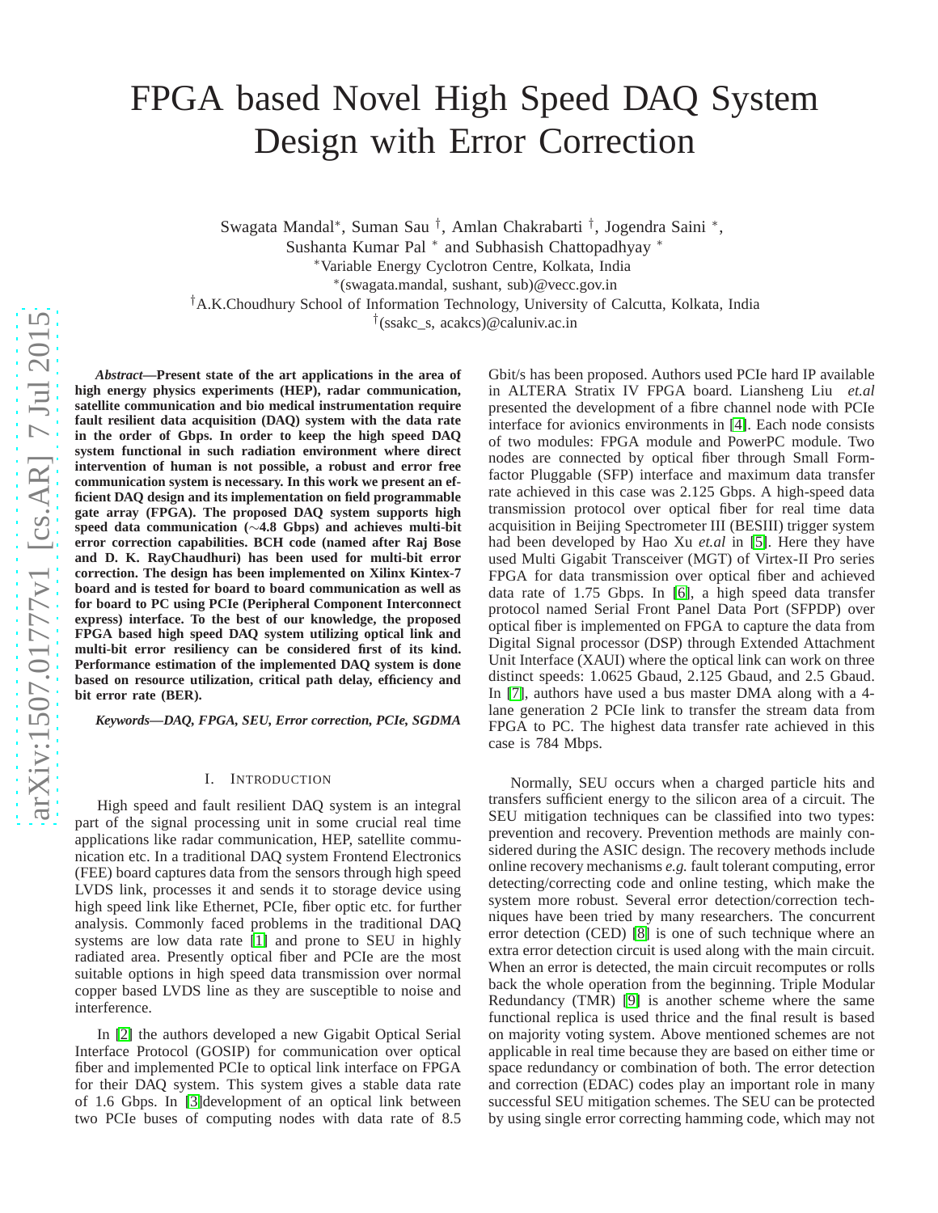# FPGA based Novel High Speed DAQ System Design with Error Correction

Swagata Mandal*, Suman Sau †, Amlan Chakrabarti †, Jogendra Saini *, Sushanta Kumar Pal * and Subhasish Chattopadhyay *

*Variable Energy Cyclotron Centre, Kolkata, India

*(swagata.mandal, sushant, sub)@vecc.gov.in

†A.K.Choudhury School of Information Technology, University of Calcutta, Kolkata, India

†(ssakc_s, acakcs)@caluniv.ac.in

***Abstract*—Present state of the art applications in the area of high energy physics experiments (HEP), radar communication, satellite communication and bio medical instrumentation require fault resilient data acquisition (DAQ) system with the data rate in the order of Gbps. In order to keep the high speed DAQ system functional in such radiation environment where direct intervention of human is not possible, a robust and error free communication system is necessary. In this work we present an efficient DAQ design and its implementation on field programmable gate array (FPGA). The proposed DAQ system supports high speed data communication (~4.8 Gbps) and achieves multi-bit error correction capabilities. BCH code (named after Raj Bose and D. K. RayChaudhuri) has been used for multi-bit error correction. The design has been implemented on Xilinx Kintex-7 board and is tested for board to board communication as well as for board to PC using PCIe (Peripheral Component Interconnect express) interface. To the best of our knowledge, the proposed FPGA based high speed DAQ system utilizing optical link and multi-bit error resiliency can be considered first of its kind. Performance estimation of the implemented DAQ system is done based on resource utilization, critical path delay, efficiency and bit error rate (BER).**

***Keywords*—DAQ, FPGA, SEU, Error correction, PCIe, SGDMA**

## I. Introduction

High speed and fault resilient DAQ system is an integral part of the signal processing unit in some crucial real time applications like radar communication, HEP, satellite communication etc. In a traditional DAQ system Frontend Electronics (FEE) board captures data from the sensors through high speed LVDS link, processes it and sends it to storage device using high speed link like Ethernet, PCIe, fiber optic etc. for further analysis. Commonly faced problems in the traditional DAQ systems are low data rate [1] and prone to SEU in highly radiated area. Presently optical fiber and PCIe are the most suitable options in high speed data transmission over normal copper based LVDS line as they are susceptible to noise and interference.

In [2] the authors developed a new Gigabit Optical Serial Interface Protocol (GOSIP) for communication over optical fiber and implemented PCIe to optical link interface on FPGA for their DAQ system. This system gives a stable data rate of 1.6 Gbps. In [3]development of an optical link between two PCIe buses of computing nodes with data rate of 8.5 Gbit/s has been proposed. Authors used PCIe hard IP available in ALTERA Stratix IV FPGA board. Liansheng Liu *et.al* presented the development of a fibre channel node with PCIe interface for avionics environments in [4]. Each node consists of two modules: FPGA module and PowerPC module. Two nodes are connected by optical fiber through Small Form-factor Pluggable (SFP) interface and maximum data transfer rate achieved in this case was 2.125 Gbps. A high-speed data transmission protocol over optical fiber for real time data acquisition in Beijing Spectrometer III (BESIII) trigger system had been developed by Hao Xu *et.al* in [5]. Here they have used Multi Gigabit Transceiver (MGT) of Virtex-II Pro series FPGA for data transmission over optical fiber and achieved data rate of 1.75 Gbps. In [6], a high speed data transfer protocol named Serial Front Panel Data Port (SFPDP) over optical fiber is implemented on FPGA to capture the data from Digital Signal processor (DSP) through Extended Attachment Unit Interface (XAUI) where the optical link can work on three distinct speeds: 1.0625 Gbaud, 2.125 Gbaud, and 2.5 Gbaud. In [7], authors have used a bus master DMA along with a 4-lane generation 2 PCIe link to transfer the stream data from FPGA to PC. The highest data transfer rate achieved in this case is 784 Mbps.

Normally, SEU occurs when a charged particle hits and transfers sufficient energy to the silicon area of a circuit. The SEU mitigation techniques can be classified into two types: prevention and recovery. Prevention methods are mainly considered during the ASIC design. The recovery methods include online recovery mechanisms *e.g.* fault tolerant computing, error detecting/correcting code and online testing, which make the system more robust. Several error detection/correction techniques have been tried by many researchers. The concurrent error detection (CED) [8] is one of such technique where an extra error detection circuit is used along with the main circuit. When an error is detected, the main circuit recomputes or rolls back the whole operation from the beginning. Triple Modular Redundancy (TMR) [9] is another scheme where the same functional replica is used thrice and the final result is based on majority voting system. Above mentioned schemes are not applicable in real time because they are based on either time or space redundancy or combination of both. The error detection and correction (EDAC) codes play an important role in many successful SEU mitigation schemes. The SEU can be protected by using single error correcting hamming code, which may not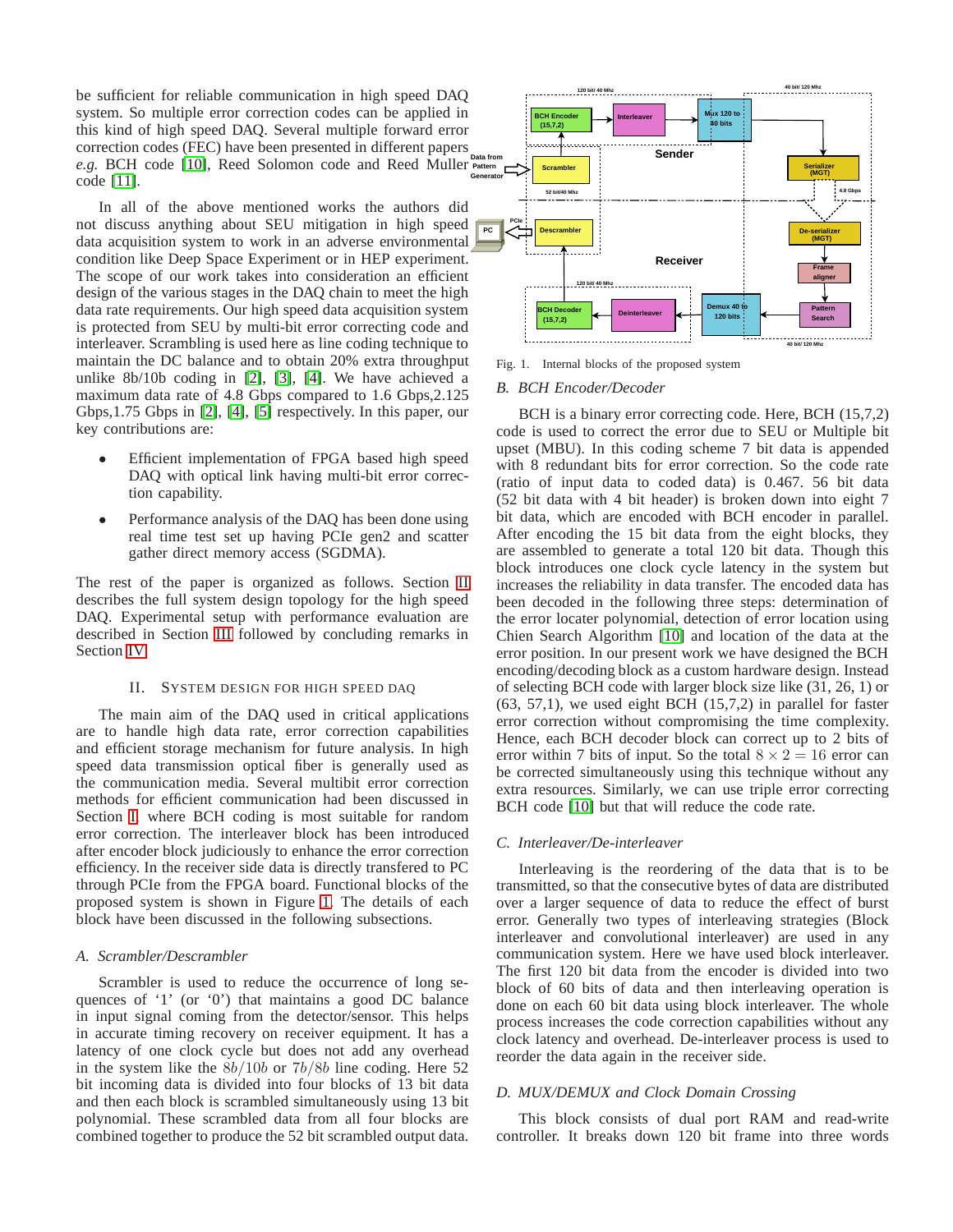be sufficient for reliable communication in high speed DAQ system. So multiple error correction codes can be applied in this kind of high speed DAQ. Several multiple forward error correction codes (FEC) have been presented in different papers *e.g.* BCH code [10], Reed Solomon code and Reed Muller code [11].

In all of the above mentioned works the authors did not discuss anything about SEU mitigation in high speed data acquisition system to work in an adverse environmental condition like Deep Space Experiment or in HEP experiment. The scope of our work takes into consideration an efficient design of the various stages in the DAQ chain to meet the high data rate requirements. Our high speed data acquisition system is protected from SEU by multi-bit error correcting code and interleaver. Scrambling is used here as line coding technique to maintain the DC balance and to obtain 20% extra throughput unlike 8b/10b coding in [2], [3], [4]. We have achieved a maximum data rate of 4.8 Gbps compared to 1.6 Gbps,2.125 Gbps,1.75 Gbps in [2], [4], [5] respectively. In this paper, our key contributions are:

- Efficient implementation of FPGA based high speed DAQ with optical link having multi-bit error correction capability.
- Performance analysis of the DAQ has been done using real time test set up having PCIe gen2 and scatter gather direct memory access (SGDMA).

The rest of the paper is organized as follows. Section II describes the full system design topology for the high speed DAQ. Experimental setup with performance evaluation are described in Section III followed by concluding remarks in Section IV.

## II. System Design for High Speed DAQ

The main aim of the DAQ used in critical applications are to handle high data rate, error correction capabilities and efficient storage mechanism for future analysis. In high speed data transmission optical fiber is generally used as the communication media. Several multibit error correction methods for efficient communication had been discussed in Section I, where BCH coding is most suitable for random error correction. The interleaver block has been introduced after encoder block judiciously to enhance the error correction efficiency. In the receiver side data is directly transfered to PC through PCIe from the FPGA board. Functional blocks of the proposed system is shown in Figure 1. The details of each block have been discussed in the following subsections.

### A. Scrambler/Descrambler

Scrambler is used to reduce the occurrence of long sequences of '1' (or '0') that maintains a good DC balance in input signal coming from the detector/sensor. This helps in accurate timing recovery on receiver equipment. It has a latency of one clock cycle but does not add any overhead in the system like the $8b/10b$ or $7b/8b$ line coding. Here 52 bit incoming data is divided into four blocks of 13 bit data and then each block is scrambled simultaneously using 13 bit polynomial. These scrambled data from all four blocks are combined together to produce the 52 bit scrambled output data.

Fig. 1. Internal blocks of the proposed system

### B. BCH Encoder/Decoder

BCH is a binary error correcting code. Here, BCH (15,7,2) code is used to correct the error due to SEU or Multiple bit upset (MBU). In this coding scheme 7 bit data is appended with 8 redundant bits for error correction. So the code rate (ratio of input data to coded data) is 0.467. 56 bit data (52 bit data with 4 bit header) is broken down into eight 7 bit data, which are encoded with BCH encoder in parallel. After encoding the 15 bit data from the eight blocks, they are assembled to generate a total 120 bit data. Though this block introduces one clock cycle latency in the system but increases the reliability in data transfer. The encoded data has been decoded in the following three steps: determination of the error locater polynomial, detection of error location using Chien Search Algorithm [10] and location of the data at the error position. In our present work we have designed the BCH encoding/decoding block as a custom hardware design. Instead of selecting BCH code with larger block size like (31, 26, 1) or (63, 57,1), we used eight BCH (15,7,2) in parallel for faster error correction without compromising the time complexity. Hence, each BCH decoder block can correct up to 2 bits of error within 7 bits of input. So the total $8 \times 2 = 16$ error can be corrected simultaneously using this technique without any extra resources. Similarly, we can use triple error correcting BCH code [10] but that will reduce the code rate.

### C. Interleaver/De-interleaver

Interleaving is the reordering of the data that is to be transmitted, so that the consecutive bytes of data are distributed over a larger sequence of data to reduce the effect of burst error. Generally two types of interleaving strategies (Block interleaver and convolutional interleaver) are used in any communication system. Here we have used block interleaver. The first 120 bit data from the encoder is divided into two block of 60 bits of data and then interleaving operation is done on each 60 bit data using block interleaver. The whole process increases the code correction capabilities without any clock latency and overhead. De-interleaver process is used to reorder the data again in the receiver side.

### D. MUX/DEMUX and Clock Domain Crossing

This block consists of dual port RAM and read-write controller. It breaks down 120 bit frame into three words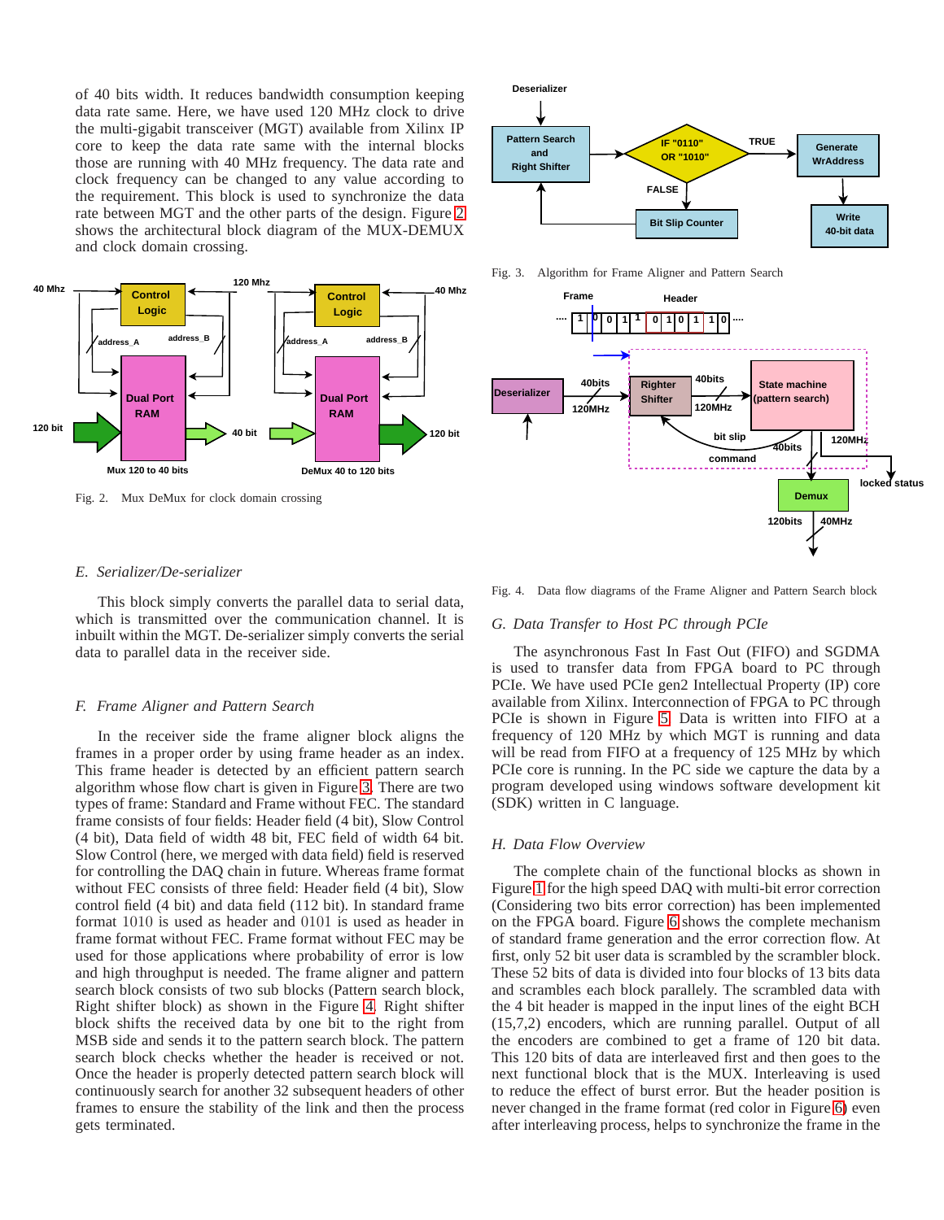of 40 bits width. It reduces bandwidth consumption keeping data rate same. Here, we have used 120 MHz clock to drive the multi-gigabit transceiver (MGT) available from Xilinx IP core to keep the data rate same with the internal blocks those are running with 40 MHz frequency. The data rate and clock frequency can be changed to any value according to the requirement. This block is used to synchronize the data rate between MGT and the other parts of the design. Figure 2 shows the architectural block diagram of the MUX-DEMUX and clock domain crossing.

Fig. 2. Mux DeMux for clock domain crossing

### E. Serializer/De-serializer

This block simply converts the parallel data to serial data, which is transmitted over the communication channel. It is inbuilt within the MGT. De-serializer simply converts the serial data to parallel data in the receiver side.

### F. Frame Aligner and Pattern Search

In the receiver side the frame aligner block aligns the frames in a proper order by using frame header as an index. This frame header is detected by an efficient pattern search algorithm whose flow chart is given in Figure 3. There are two types of frame: Standard and Frame without FEC. The standard frame consists of four fields: Header field (4 bit), Slow Control (4 bit), Data field of width 48 bit, FEC field of width 64 bit. Slow Control (here, we merged with data field) field is reserved for controlling the DAQ chain in future. Whereas frame format without FEC consists of three field: Header field (4 bit), Slow control field (4 bit) and data field (112 bit). In standard frame format 1010 is used as header and 0101 is used as header in frame format without FEC. Frame format without FEC may be used for those applications where probability of error is low and high throughput is needed. The frame aligner and pattern search block consists of two sub blocks (Pattern search block, Right shifter block) as shown in the Figure 4. Right shifter block shifts the received data by one bit to the right from MSB side and sends it to the pattern search block. The pattern search block checks whether the header is received or not. Once the header is properly detected pattern search block will continuously search for another 32 subsequent headers of other frames to ensure the stability of the link and then the process gets terminated.

Fig. 3. Algorithm for Frame Aligner and Pattern Search

Fig. 4. Data flow diagrams of the Frame Aligner and Pattern Search block

### G. Data Transfer to Host PC through PCIe

The asynchronous Fast In Fast Out (FIFO) and SGDMA is used to transfer data from FPGA board to PC through PCIe. We have used PCIe gen2 Intellectual Property (IP) core available from Xilinx. Interconnection of FPGA to PC through PCIe is shown in Figure 5. Data is written into FIFO at a frequency of 120 MHz by which MGT is running and data will be read from FIFO at a frequency of 125 MHz by which PCIe core is running. In the PC side we capture the data by a program developed using windows software development kit (SDK) written in C language.

### H. Data Flow Overview

The complete chain of the functional blocks as shown in Figure 1 for the high speed DAQ with multi-bit error correction (Considering two bits error correction) has been implemented on the FPGA board. Figure 6 shows the complete mechanism of standard frame generation and the error correction flow. At first, only 52 bit user data is scrambled by the scrambler block. These 52 bits of data is divided into four blocks of 13 bits data and scrambles each block parallely. The scrambled data with the 4 bit header is mapped in the input lines of the eight BCH (15,7,2) encoders, which are running parallel. Output of all the encoders are combined to get a frame of 120 bit data. This 120 bits of data are interleaved first and then goes to the next functional block that is the MUX. Interleaving is used to reduce the effect of burst error. But the header position is never changed in the frame format (red color in Figure 6) even after interleaving process, helps to synchronize the frame in the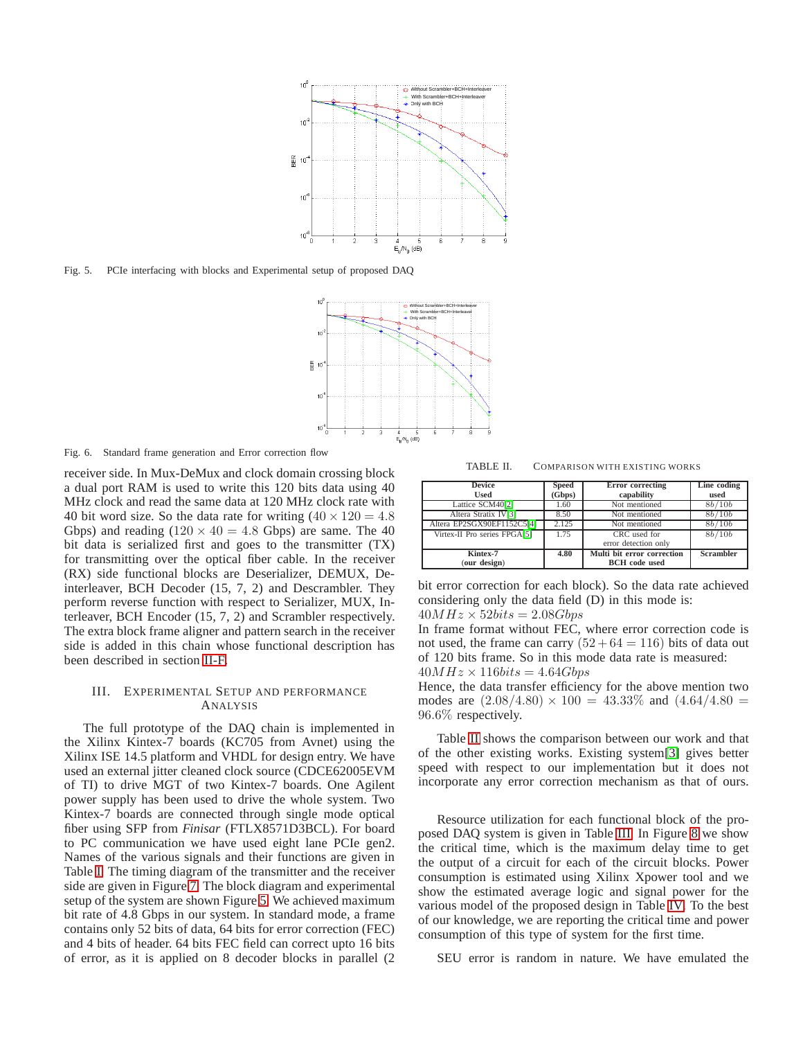Fig. 5. PCIe interfacing with blocks and Experimental setup of proposed DAQ

Fig. 6. Standard frame generation and Error correction flow

receiver side. In Mux-DeMux and clock domain crossing block a dual port RAM is used to write this 120 bits data using 40 MHz clock and read the same data at 120 MHz clock rate with 40 bit word size. So the data rate for writing ($40 \times 120 = 4.8$ Gbps) and reading ($120 \times 40 = 4.8$ Gbps) are same. The 40 bit data is serialized first and goes to the transmitter (TX) for transmitting over the optical fiber cable. In the receiver (RX) side functional blocks are Deserializer, DEMUX, Deinterleaver, BCH Decoder (15, 7, 2) and Descrambler. They perform reverse function with respect to Serializer, MUX, Interleaver, BCH Encoder (15, 7, 2) and Scrambler respectively. The extra block frame aligner and pattern search in the receiver side is added in this chain whose functional description has been described in section II-F.

## III. Experimental Setup and Performance Analysis

The full prototype of the DAQ chain is implemented in the Xilinx Kintex-7 boards (KC705 from Avnet) using the Xilinx ISE 14.5 platform and VHDL for design entry. We have used an external jitter cleaned clock source (CDCE62005EVM of TI) to drive MGT of two Kintex-7 boards. One Agilent power supply has been used to drive the whole system. Two Kintex-7 boards are connected through single mode optical fiber using SFP from *Finisar* (FTLX8571D3BCL). For board to PC communication we have used eight lane PCIe gen2. Names of the various signals and their functions are given in Table I. The timing diagram of the transmitter and the receiver side are given in Figure 7. The block diagram and experimental setup of the system are shown Figure 5. We achieved maximum bit rate of 4.8 Gbps in our system. In standard mode, a frame contains only 52 bits of data, 64 bits for error correction (FEC) and 4 bits of header. 64 bits FEC field can correct upto 16 bits of error, as it is applied on 8 decoder blocks in parallel (2 bit error correction for each block). So the data rate achieved considering only the data field (D) in this mode is:

$40MHz \times 52bits = 2.08Gbps$

In frame format without FEC, where error correction code is not used, the frame can carry $(52 + 64 = 116)$ bits of data out of 120 bits frame. So in this mode data rate is measured:

$40MHz \times 116bits = 4.64Gbps$

Hence, the data transfer efficiency for the above mention two modes are $(2.08/4.80) \times 100 = 43.33\%$ and $(4.64/4.80 = 96.6\%$ respectively.

TABLE II. Comparison with existing works

| Device Used | Speed (Gbps) | Error correcting capability | Line coding used |
|---|---|---|---|
| Lattice SCM40[2] | 1.60 | Not mentioned | $8b/10b$ |
| Altera Stratix IV[3] | 8.50 | Not mentioned | $8b/10b$ |
| Altera EP2SGX90EF1152C5[4] | 2.125 | Not mentioned | $8b/10b$ |
| Virtex-II Pro series FPGA[5] | 1.75 | CRC used for error detection only | $8b/10b$ |
| **Kintex-7 (our design)** | **4.80** | **Multi bit error correction BCH code used** | **Scrambler** |

Table II shows the comparison between our work and that of the other existing works. Existing system[3] gives better speed with respect to our implementation but it does not incorporate any error correction mechanism as that of ours.

Resource utilization for each functional block of the proposed DAQ system is given in Table III. In Figure 8 we show the critical time, which is the maximum delay time to get the output of a circuit for each of the circuit blocks. Power consumption is estimated using Xilinx Xpower tool and we show the estimated average logic and signal power for the various model of the proposed design in Table IV. To the best of our knowledge, we are reporting the critical time and power consumption of this type of system for the first time.

SEU error is random in nature. We have emulated the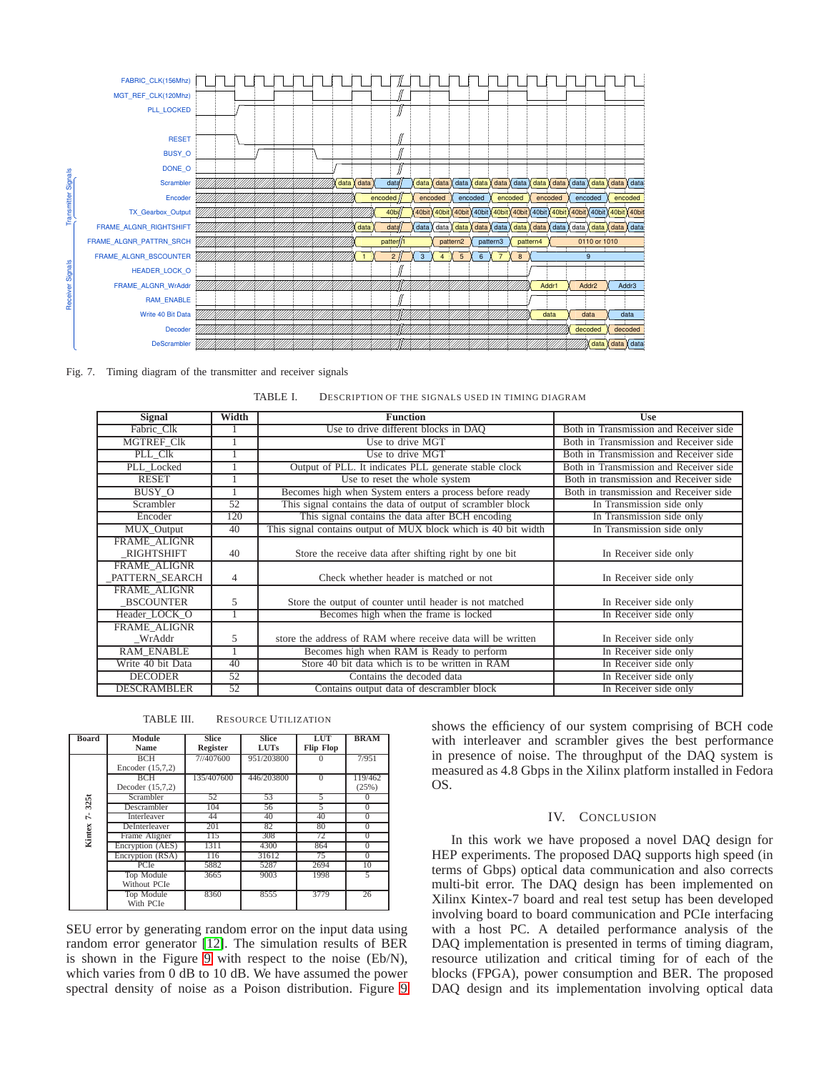Fig. 7. Timing diagram of the transmitter and receiver signals

TABLE I. DESCRIPTION OF THE SIGNALS USED IN TIMING DIAGRAM

| Signal | Width | Function | Use |
|---|---|---|---|
| Fabric_Clk | 1 | Use to drive different blocks in DAQ | Both in Transmission and Receiver side |
| MGTREF_Clk | 1 | Use to drive MGT | Both in Transmission and Receiver side |
| PLL_Clk | 1 | Use to drive MGT | Both in Transmission and Receiver side |
| PLL_Locked | 1 | Output of PLL. It indicates PLL generate stable clock | Both in Transmission and Receiver side |
| RESET | 1 | Use to reset the whole system | Both in transmission and Receiver side |
| BUSY_O | 1 | Becomes high when System enters a process before ready | Both in transmission and Receiver side |
| Scrambler | 52 | This signal contains the data of output of scrambler block | In Transmission side only |
| Encoder | 120 | This signal contains the data after BCH encoding | In Transmission side only |
| MUX_Output | 40 | This signal contains output of MUX block which is 40 bit width | In Transmission side only |
| FRAME_ALIGNR _RIGHTSHIFT | 40 | Store the receive data after shifting right by one bit | In Receiver side only |
| FRAME_ALIGNR _PATTERN_SEARCH | 4 | Check whether header is matched or not | In Receiver side only |
| FRAME_ALIGNR _BSCOUNTER | 5 | Store the output of counter until header is not matched | In Receiver side only |
| Header_LOCK_O | 1 | Becomes high when the frame is locked | In Receiver side only |
| FRAME_ALIGNR _WrAddr | 5 | store the address of RAM where receive data will be written | In Receiver side only |
| RAM_ENABLE | 1 | Becomes high when RAM is Ready to perform | In Receiver side only |
| Write 40 bit Data | 40 | Store 40 bit data which is to be written in RAM | In Receiver side only |
| DECODER | 52 | Contains the decoded data | In Receiver side only |
| DESCRAMBLER | 52 | Contains output data of descrambler block | In Receiver side only |

TABLE III. RESOURCE UTILIZATION

| Board | Module Name | Slice Register | Slice LUTs | LUT Flip Flop | BRAM |
|---|---|---|---|---|---|
| Kintex 7- 325t | BCH Encoder (15,7,2) | 7//407600 | 951/203800 | 0 | 7/951 |
| | BCH Decoder (15,7,2) | 135/407600 | 446/203800 | 0 | 119/462 (25%) |
| | Scrambler | 52 | 53 | 5 | 0 |
| | Descrambler | 104 | 56 | 5 | 0 |
| | Interleaver | 44 | 40 | 40 | 0 |
| | DeInterleaver | 201 | 82 | 80 | 0 |
| | Frame Aligner | 115 | 308 | 72 | 0 |
| | Encryption (AES) | 1311 | 4300 | 864 | 0 |
| | Encryption (RSA) | 116 | 31612 | 75 | 0 |
| | PCIe | 5882 | 5287 | 2694 | 10 |
| | Top Module Without PCIe | 3665 | 9003 | 1998 | 5 |
| | Top Module With PCIe | 8360 | 8555 | 3779 | 26 |

SEU error by generating random error on the input data using random error generator [12]. The simulation results of BER is shown in the Figure 9 with respect to the noise (Eb/N), which varies from 0 dB to 10 dB. We have assumed the power spectral density of noise as a Poison distribution. Figure 9 shows the efficiency of our system comprising of BCH code with interleaver and scrambler gives the best performance in presence of noise. The throughput of the DAQ system is measured as 4.8 Gbps in the Xilinx platform installed in Fedora OS.

## IV. Conclusion

In this work we have proposed a novel DAQ design for HEP experiments. The proposed DAQ supports high speed (in terms of Gbps) optical data communication and also corrects multi-bit error. The DAQ design has been implemented on Xilinx Kintex-7 board and real test setup has been developed involving board to board communication and PCIe interfacing with a host PC. A detailed performance analysis of the DAQ implementation is presented in terms of timing diagram, resource utilization and critical timing for of each of the blocks (FPGA), power consumption and BER. The proposed DAQ design and its implementation involving optical data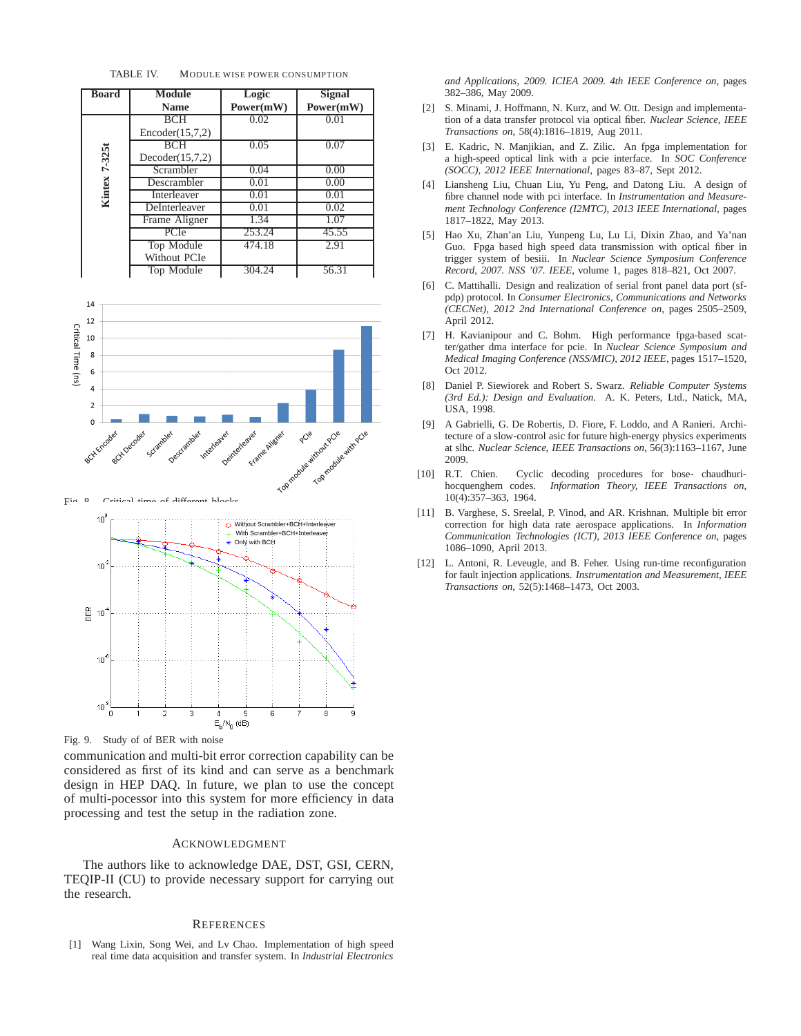TABLE IV. MODULE WISE POWER CONSUMPTION

| Board | Module Name | Logic Power(mW) | Signal Power(mW) |
|---|---|---|---|
| Kintex 7-325t | BCH Encoder(15,7,2) | 0.02 | 0.01 |
| | BCH Decoder(15,7,2) | 0.05 | 0.07 |
| | Scrambler | 0.04 | 0.00 |
| | Descrambler | 0.01 | 0.00 |
| | Interleaver | 0.01 | 0.01 |
| | DeInterleaver | 0.01 | 0.02 |
| | Frame Aligner | 1.34 | 1.07 |
| | PCIe | 253.24 | 45.55 |
| | Top Module Without PCIe | 474.18 | 2.91 |
| | Top Module | 304.24 | 56.31 |

Fig. 8. Critical time of different blocks

Fig. 9. Study of of BER with noise

communication and multi-bit error correction capability can be considered as first of its kind and can serve as a benchmark design in HEP DAQ. In future, we plan to use the concept of multi-pocessor into this system for more efficiency in data processing and test the setup in the radiation zone.

## ACKNOWLEDGMENT

The authors like to acknowledge DAE, DST, GSI, CERN, TEQIP-II (CU) to provide necessary support for carrying out the research.

## REFERENCES

[1] Wang Lixin, Song Wei, and Lv Chao. Implementation of high speed real time data acquisition and transfer system. In *Industrial Electronics and Applications, 2009. ICIEA 2009. 4th IEEE Conference on*, pages 382–386, May 2009.

[2] S. Minami, J. Hoffmann, N. Kurz, and W. Ott. Design and implementation of a data transfer protocol via optical fiber. *Nuclear Science, IEEE Transactions on*, 58(4):1816–1819, Aug 2011.

[3] E. Kadric, N. Manjikian, and Z. Zilic. An fpga implementation for a high-speed optical link with a pcie interface. In *SOC Conference (SOCC), 2012 IEEE International*, pages 83–87, Sept 2012.

[4] Liansheng Liu, Chuan Liu, Yu Peng, and Datong Liu. A design of fibre channel node with pci interface. In *Instrumentation and Measurement Technology Conference (I2MTC), 2013 IEEE International*, pages 1817–1822, May 2013.

[5] Hao Xu, Zhan'an Liu, Yunpeng Lu, Lu Li, Dixin Zhao, and Ya'nan Guo. Fpga based high speed data transmission with optical fiber in trigger system of besiii. In *Nuclear Science Symposium Conference Record, 2007. NSS '07. IEEE*, volume 1, pages 818–821, Oct 2007.

[6] C. Mattihalli. Design and realization of serial front panel data port (sfpdp) protocol. In *Consumer Electronics, Communications and Networks (CECNet), 2012 2nd International Conference on*, pages 2505–2509, April 2012.

[7] H. Kavianipour and C. Bohm. High performance fpga-based scatter/gather dma interface for pcie. In *Nuclear Science Symposium and Medical Imaging Conference (NSS/MIC), 2012 IEEE*, pages 1517–1520, Oct 2012.

[8] Daniel P. Siewiorek and Robert S. Swarz. *Reliable Computer Systems (3rd Ed.): Design and Evaluation*. A. K. Peters, Ltd., Natick, MA, USA, 1998.

[9] A Gabrielli, G. De Robertis, D. Fiore, F. Loddo, and A Ranieri. Architecture of a slow-control asic for future high-energy physics experiments at slhc. *Nuclear Science, IEEE Transactions on*, 56(3):1163–1167, June 2009.

[10] R.T. Chien. Cyclic decoding procedures for bose- chaudhuri-hocquenghem codes. *Information Theory, IEEE Transactions on*, 10(4):357–363, 1964.

[11] B. Varghese, S. Sreelal, P. Vinod, and AR. Krishnan. Multiple bit error correction for high data rate aerospace applications. In *Information Communication Technologies (ICT), 2013 IEEE Conference on*, pages 1086–1090, April 2013.

[12] L. Antoni, R. Leveugle, and B. Feher. Using run-time reconfiguration for fault injection applications. *Instrumentation and Measurement, IEEE Transactions on*, 52(5):1468–1473, Oct 2003.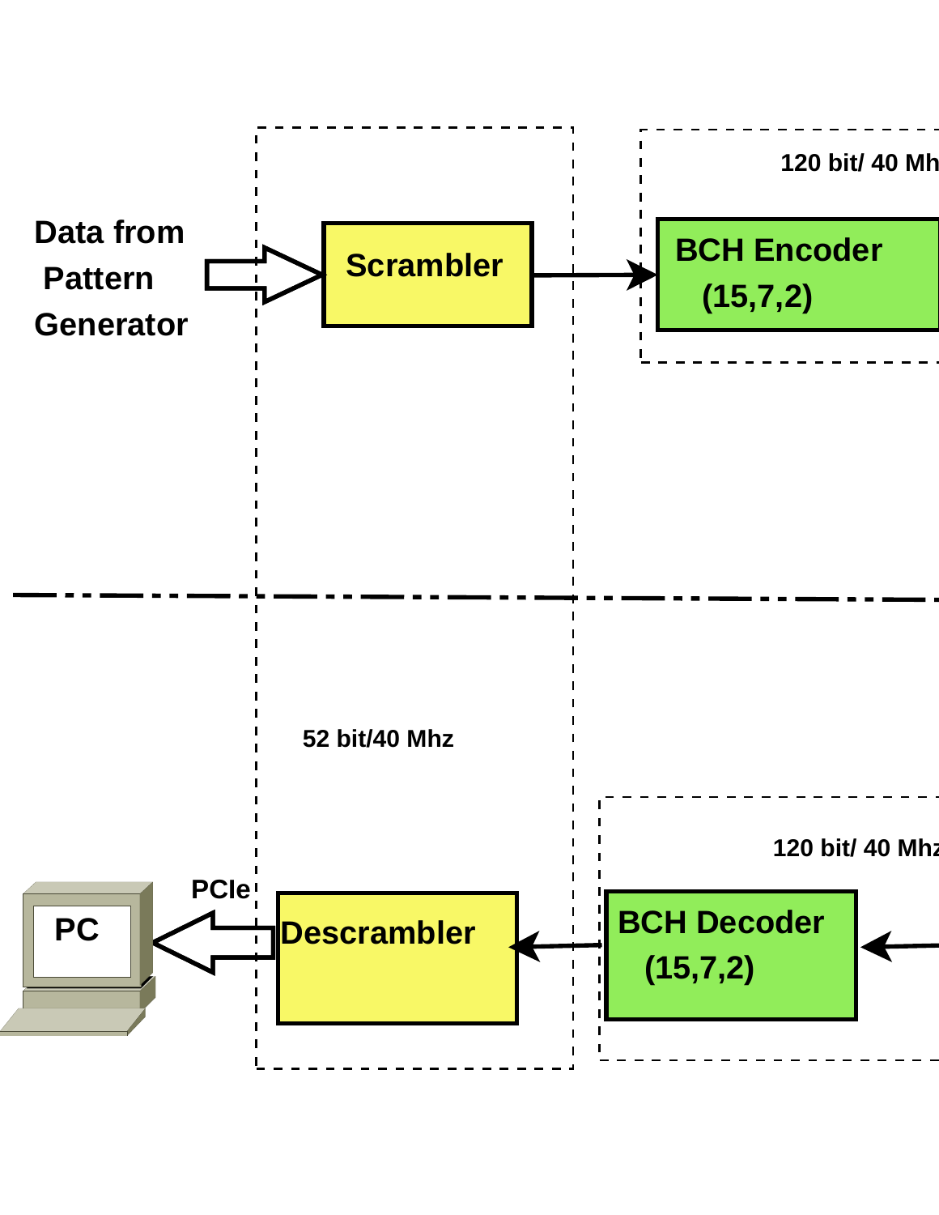Data from Pattern Generator

Scrambler

120 bit/ 40 Mh

BCH Encoder (15,7,2)

52 bit/40 Mhz

120 bit/ 40 Mhz

PC

PCIe

Descrambler

BCH Decoder (15,7,2)